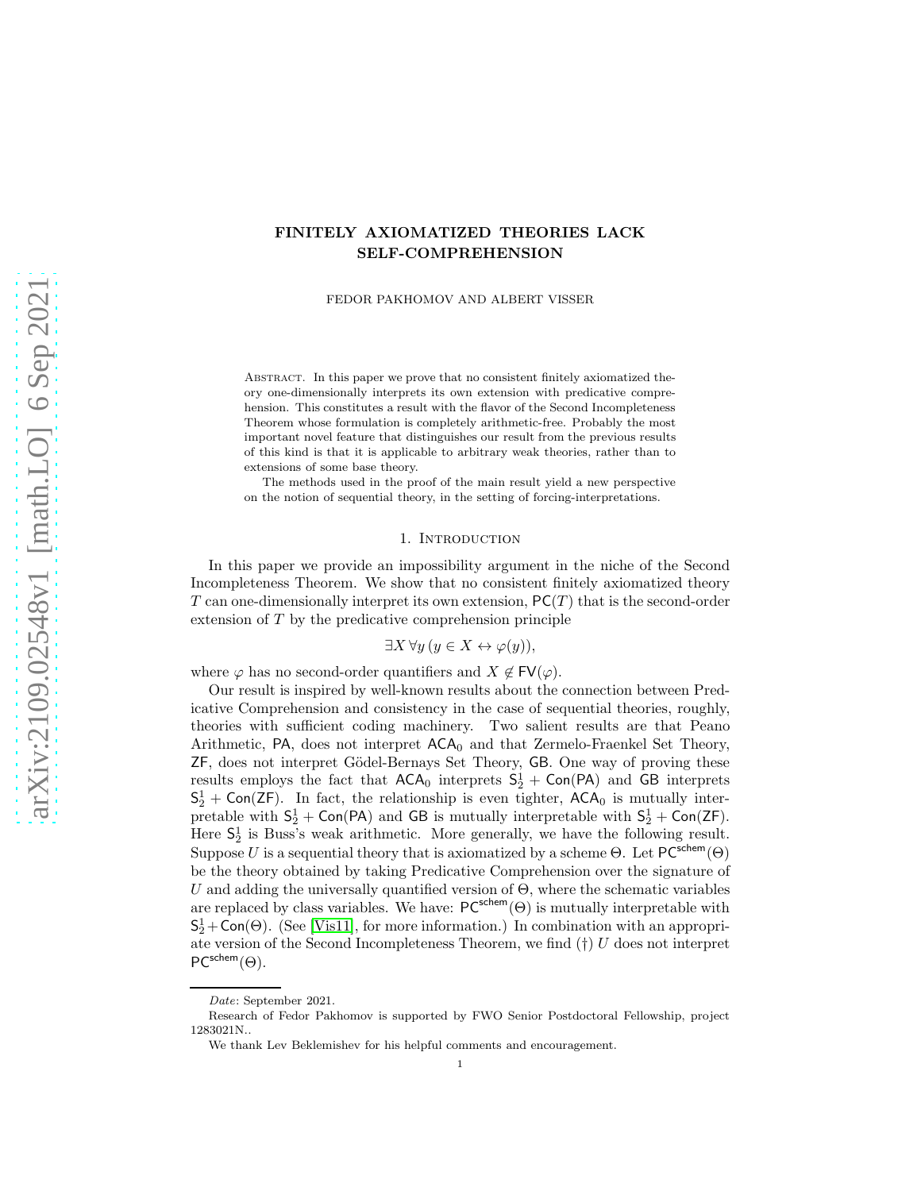# FINITELY AXIOMATIZED THEORIES LACK SELF-COMPREHENSION

FEDOR PAKHOMOV AND ALBERT VISSER

Abstract. In this paper we prove that no consistent finitely axiomatized theory one-dimensionally interprets its own extension with predicative comprehension. This constitutes a result with the flavor of the Second Incompleteness Theorem whose formulation is completely arithmetic-free. Probably the most important novel feature that distinguishes our result from the previous results of this kind is that it is applicable to arbitrary weak theories, rather than to extensions of some base theory.

The methods used in the proof of the main result yield a new perspective on the notion of sequential theory, in the setting of forcing-interpretations.

## 1. Introduction

In this paper we provide an impossibility argument in the niche of the Second Incompleteness Theorem. We show that no consistent finitely axiomatized theory $T$ can one-dimensionally interpret its own extension, $\mathsf{PC}(T)$ that is the second-order extension of $T$ by the predicative comprehension principle

$$\exists X\, \forall y\, (y \in X \leftrightarrow \varphi(y)),$$

where $\varphi$ has no second-order quantifiers and $X \notin \mathsf{FV}(\varphi)$.

Our result is inspired by well-known results about the connection between Predicative Comprehension and consistency in the case of sequential theories, roughly, theories with sufficient coding machinery. Two salient results are that Peano Arithmetic, $\mathsf{PA}$, does not interpret $\mathsf{ACA}_0$ and that Zermelo-Fraenkel Set Theory, $\mathsf{ZF}$, does not interpret Gödel-Bernays Set Theory, $\mathsf{GB}$. One way of proving these results employs the fact that $\mathsf{ACA}_0$ interprets $\mathsf{S}^1_2 + \mathsf{Con}(\mathsf{PA})$ and $\mathsf{GB}$ interprets $\mathsf{S}^1_2 + \mathsf{Con}(\mathsf{ZF})$. In fact, the relationship is even tighter, $\mathsf{ACA}_0$ is mutually interpretable with $\mathsf{S}^1_2 + \mathsf{Con}(\mathsf{PA})$ and $\mathsf{GB}$ is mutually interpretable with $\mathsf{S}^1_2 + \mathsf{Con}(\mathsf{ZF})$. Here $\mathsf{S}^1_2$ is Buss's weak arithmetic. More generally, we have the following result. Suppose $U$ is a sequential theory that is axiomatized by a scheme $\Theta$. Let $\mathsf{PC}^{\mathsf{schem}}(\Theta)$ be the theory obtained by taking Predicative Comprehension over the signature of $U$ and adding the universally quantified version of $\Theta$, where the schematic variables are replaced by class variables. We have: $\mathsf{PC}^{\mathsf{schem}}(\Theta)$ is mutually interpretable with $\mathsf{S}^1_2 + \mathsf{Con}(\Theta)$. (See [Vis11], for more information.) In combination with an appropriate version of the Second Incompleteness Theorem, we find (†) $U$ does not interpret $\mathsf{PC}^{\mathsf{schem}}(\Theta)$.

---

*Date*: September 2021.

Research of Fedor Pakhomov is supported by FWO Senior Postdoctoral Fellowship, project 1283021N..

We thank Lev Beklemishev for his helpful comments and encouragement.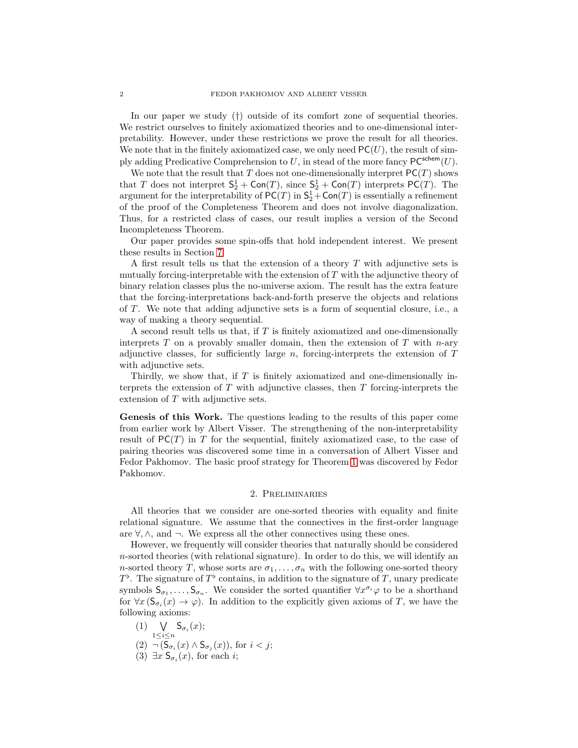In our paper we study (†) outside of its comfort zone of sequential theories. We restrict ourselves to finitely axiomatized theories and to one-dimensional interpretability. However, under these restrictions we prove the result for all theories. We note that in the finitely axiomatized case, we only need $\mathsf{PC}(U)$, the result of simply adding Predicative Comprehension to $U$, in stead of the more fancy $\mathsf{PC}^{\mathsf{schem}}(U)$.

We note that the result that $T$ does not one-dimensionally interpret $\mathsf{PC}(T)$ shows that $T$ does not interpret $\mathsf{S}^1_2 + \mathsf{Con}(T)$, since $\mathsf{S}^1_2 + \mathsf{Con}(T)$ interprets $\mathsf{PC}(T)$. The argument for the interpretability of $\mathsf{PC}(T)$ in $\mathsf{S}^1_2 + \mathsf{Con}(T)$ is essentially a refinement of the proof of the Completeness Theorem and does not involve diagonalization. Thus, for a restricted class of cases, our result implies a version of the Second Incompleteness Theorem.

Our paper provides some spin-offs that hold independent interest. We present these results in Section 7.

A first result tells us that the extension of a theory $T$ with adjunctive sets is mutually forcing-interpretable with the extension of $T$ with the adjunctive theory of binary relation classes plus the no-universe axiom. The result has the extra feature that the forcing-interpretations back-and-forth preserve the objects and relations of $T$. We note that adding adjunctive sets is a form of sequential closure, i.e., a way of making a theory sequential.

A second result tells us that, if $T$ is finitely axiomatized and one-dimensionally interprets $T$ on a provably smaller domain, then the extension of $T$ with $n$-ary adjunctive classes, for sufficiently large $n$, forcing-interprets the extension of $T$ with adjunctive sets.

Thirdly, we show that, if $T$ is finitely axiomatized and one-dimensionally interprets the extension of $T$ with adjunctive classes, then $T$ forcing-interprets the extension of $T$ with adjunctive sets.

**Genesis of this Work.** The questions leading to the results of this paper come from earlier work by Albert Visser. The strengthening of the non-interpretability result of $\mathsf{PC}(T)$ in $T$ for the sequential, finitely axiomatized case, to the case of pairing theories was discovered some time in a conversation of Albert Visser and Fedor Pakhomov. The basic proof strategy for Theorem 1 was discovered by Fedor Pakhomov.

## 2. Preliminaries

All theories that we consider are one-sorted theories with equality and finite relational signature. We assume that the connectives in the first-order language are $\forall, \wedge$, and $\neg$. We express all the other connectives using these ones.

However, we frequently will consider theories that naturally should be considered $n$-sorted theories (with relational signature). In order to do this, we will identify an $n$-sorted theory $T$, whose sorts are $\sigma_1, \ldots, \sigma_n$ with the following one-sorted theory $T^\flat$. The signature of $T^\flat$ contains, in addition to the signature of $T$, unary predicate symbols $\mathsf{S}_{\sigma_1}, \ldots, \mathsf{S}_{\sigma_n}$. We consider the sorted quantifier $\forall x^{\sigma_i}\varphi$ to be a shorthand for $\forall x\,(\mathsf{S}_{\sigma_i}(x) \to \varphi)$. In addition to the explicitly given axioms of $T$, we have the following axioms:

(1) $\bigvee\limits_{1\leq i\leq n} \mathsf{S}_{\sigma_i}(x)$;
(2) $\neg\,(\mathsf{S}_{\sigma_i}(x) \wedge \mathsf{S}_{\sigma_j}(x))$, for $i < j$;
(3) $\exists x\ \mathsf{S}_{\sigma_i}(x)$, for each $i$;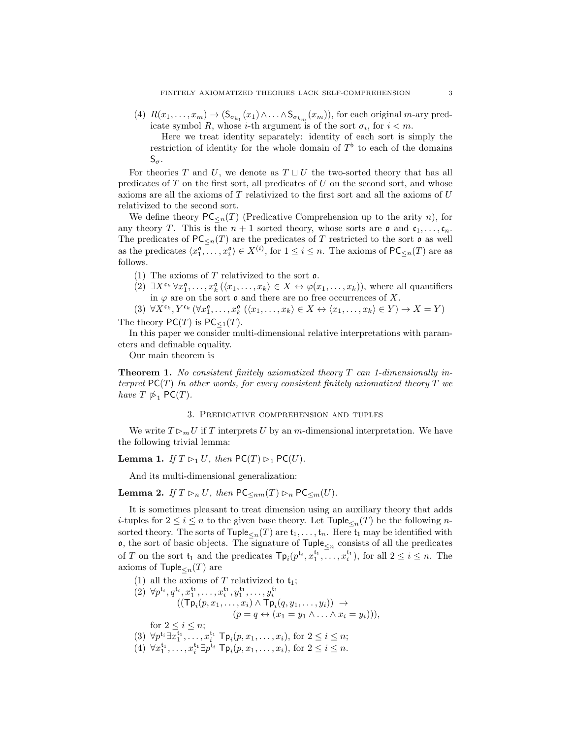(4) $R(x_1, \ldots, x_m) \to (\mathsf{S}_{\sigma_{k_1}}(x_1) \wedge \ldots \wedge \mathsf{S}_{\sigma_{k_m}}(x_m))$, for each original $m$-ary predicate symbol $R$, whose $i$-th argument is of the sort $\sigma_i$, for $i < m$.

Here we treat identity separately: identity of each sort is simply the restriction of identity for the whole domain of $T^\flat$ to each of the domains $\mathsf{S}_\sigma$.

For theories $T$ and $U$, we denote as $T \sqcup U$ the two-sorted theory that has all predicates of $T$ on the first sort, all predicates of $U$ on the second sort, and whose axioms are all the axioms of $T$ relativized to the first sort and all the axioms of $U$ relativized to the second sort.

We define theory $\mathsf{PC}_{\leq n}(T)$ (Predicative Comprehension up to the arity $n$), for any theory $T$. This is the $n+1$ sorted theory, whose sorts are $\mathfrak{o}$ and $\mathfrak{c}_1, \ldots, \mathfrak{c}_n$. The predicates of $\mathsf{PC}_{\leq n}(T)$ are the predicates of $T$ restricted to the sort $\mathfrak{o}$ as well as the predicates $\langle x_1^{\mathfrak{o}}, \ldots, x_i^{\mathfrak{o}} \rangle \in X^{(i)}$, for $1 \leq i \leq n$. The axioms of $\mathsf{PC}_{\leq n}(T)$ are as follows.

1. The axioms of $T$ relativized to the sort $\mathfrak{o}$.
2. $\exists X^{\mathfrak{c}_k} \, \forall x_1^{\mathfrak{o}}, \ldots, x_k^{\mathfrak{o}} \, (\langle x_1, \ldots, x_k \rangle \in X \leftrightarrow \varphi(x_1, \ldots, x_k))$, where all quantifiers in $\varphi$ are on the sort $\mathfrak{o}$ and there are no free occurrences of $X$.
3. $\forall X^{\mathfrak{c}_k}, Y^{\mathfrak{c}_k} \, (\forall x_1^{\mathfrak{o}}, \ldots, x_k^{\mathfrak{o}} \, (\langle x_1, \ldots, x_k \rangle \in X \leftrightarrow \langle x_1, \ldots, x_k \rangle \in Y) \to X = Y)$

The theory $\mathsf{PC}(T)$ is $\mathsf{PC}_{\leq 1}(T)$.

In this paper we consider multi-dimensional relative interpretations with parameters and definable equality.

Our main theorem is

**Theorem 1.** *No consistent finitely axiomatized theory $T$ can 1-dimensionally interpret $\mathsf{PC}(T)$ In other words, for every consistent finitely axiomatized theory $T$ we have $T \not\rhd_1 \mathsf{PC}(T)$.*

## 3. Predicative comprehension and tuples

We write $T \rhd_m U$ if $T$ interprets $U$ by an $m$-dimensional interpretation. We have the following trivial lemma:

**Lemma 1.** *If $T \rhd_1 U$, then $\mathsf{PC}(T) \rhd_1 \mathsf{PC}(U)$.*

And its multi-dimensional generalization:

**Lemma 2.** *If $T \rhd_n U$, then $\mathsf{PC}_{\leq nm}(T) \rhd_n \mathsf{PC}_{\leq m}(U)$.*

It is sometimes pleasant to treat dimension using an auxiliary theory that adds $i$-tuples for $2 \leq i \leq n$ to the given base theory. Let $\mathsf{Tuple}_{\leq n}(T)$ be the following $n$-sorted theory. The sorts of $\mathsf{Tuple}_{\leq n}(T)$ are $\mathfrak{t}_1, \ldots, \mathfrak{t}_n$. Here $\mathfrak{t}_1$ may be identified with $\mathfrak{o}$, the sort of basic objects. The signature of $\mathsf{Tuple}_{\leq n}$ consists of all the predicates of $T$ on the sort $\mathfrak{t}_1$ and the predicates $\mathsf{Tp}_i(p^{\mathfrak{t}_i}, x_1^{\mathfrak{t}_1}, \ldots, x_i^{\mathfrak{t}_1})$, for all $2 \leq i \leq n$. The axioms of $\mathsf{Tuple}_{\leq n}(T)$ are

1. all the axioms of $T$ relativized to $\mathfrak{t}_1$;
2. $\forall p^{\mathfrak{t}_i}, q^{\mathfrak{t}_i}, x_1^{\mathfrak{t}_1}, \ldots, x_i^{\mathfrak{t}_1}, y_1^{\mathfrak{t}_1}, \ldots, y_i^{\mathfrak{t}_1}$
$$((\mathsf{Tp}_i(p, x_1, \ldots, x_i) \wedge \mathsf{Tp}_i(q, y_1, \ldots, y_i)) \to (p = q \leftrightarrow (x_1 = y_1 \wedge \ldots \wedge x_i = y_i))),$$
for $2 \leq i \leq n$;
3. $\forall p^{\mathfrak{t}_i} \exists x_1^{\mathfrak{t}_1}, \ldots, x_i^{\mathfrak{t}_1} \; \mathsf{Tp}_i(p, x_1, \ldots, x_i)$, for $2 \leq i \leq n$;
4. $\forall x_1^{\mathfrak{t}_1}, \ldots, x_i^{\mathfrak{t}_1} \exists p^{\mathfrak{t}_i} \; \mathsf{Tp}_i(p, x_1, \ldots, x_i)$, for $2 \leq i \leq n$.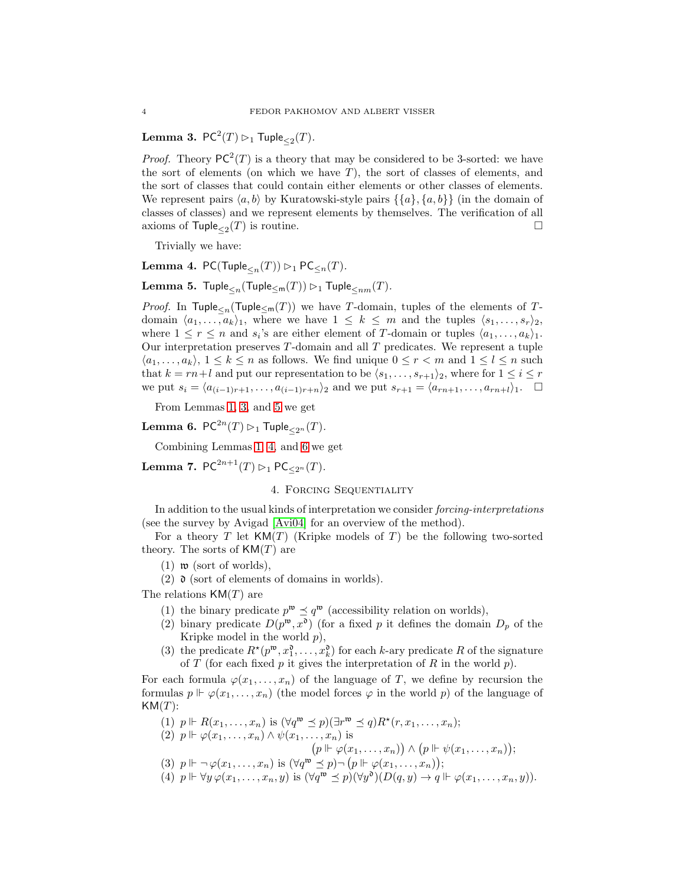**Lemma 3.** $\mathsf{PC}^2(T) \rhd_1 \mathsf{Tuple}_{\leq 2}(T)$.

*Proof.* Theory $\mathsf{PC}^2(T)$ is a theory that may be considered to be 3-sorted: we have the sort of elements (on which we have $T$), the sort of classes of elements, and the sort of classes that could contain either elements or other classes of elements. We represent pairs $\langle a, b\rangle$ by Kuratowski-style pairs $\{\{a\},\{a,b\}\}$ (in the domain of classes of classes) and we represent elements by themselves. The verification of all axioms of $\mathsf{Tuple}_{\leq 2}(T)$ is routine. □

Trivially we have:

**Lemma 4.** $\mathsf{PC}(\mathsf{Tuple}_{\leq n}(T)) \rhd_1 \mathsf{PC}_{\leq n}(T)$.

**Lemma 5.** $\mathsf{Tuple}_{\leq n}(\mathsf{Tuple}_{\leq \mathsf{m}}(T)) \rhd_1 \mathsf{Tuple}_{\leq nm}(T)$.

*Proof.* In $\mathsf{Tuple}_{\leq n}(\mathsf{Tuple}_{\leq \mathsf{m}}(T))$ we have $T$-domain, tuples of the elements of $T$-domain $\langle a_1,\ldots,a_k\rangle_1$, where we have $1 \leq k \leq m$ and the tuples $\langle s_1,\ldots,s_r\rangle_2$, where $1 \leq r \leq n$ and $s_i$'s are either element of $T$-domain or tuples $\langle a_1,\ldots,a_k\rangle_1$. Our interpretation preserves $T$-domain and all $T$ predicates. We represent a tuple $\langle a_1,\ldots,a_k\rangle$, $1 \leq k \leq n$ as follows. We find unique $0 \leq r < m$ and $1 \leq l \leq n$ such that $k = rn+l$ and put our representation to be $\langle s_1,\ldots,s_{r+1}\rangle_2$, where for $1 \leq i \leq r$ we put $s_i = \langle a_{(i-1)r+1},\ldots,a_{(i-1)r+n}\rangle_2$ and we put $s_{r+1} = \langle a_{rn+1},\ldots,a_{rn+l}\rangle_1$. □

From Lemmas 1, 3, and 5 we get

**Lemma 6.** $\mathsf{PC}^{2n}(T) \rhd_1 \mathsf{Tuple}_{\leq 2^n}(T)$.

Combining Lemmas 1, 4, and 6 we get

**Lemma 7.** $\mathsf{PC}^{2n+1}(T) \rhd_1 \mathsf{PC}_{\leq 2^n}(T)$.

## 4. Forcing Sequentiality

In addition to the usual kinds of interpretation we consider *forcing-interpretations* (see the survey by Avigad [Avi04] for an overview of the method).

For a theory $T$ let $\mathsf{KM}(T)$ (Kripke models of $T$) be the following two-sorted theory. The sorts of $\mathsf{KM}(T)$ are

1. $\mathfrak{w}$ (sort of worlds),
2. $\mathfrak{d}$ (sort of elements of domains in worlds).

The relations $\mathsf{KM}(T)$ are

1. the binary predicate $p^{\mathfrak{w}} \preceq q^{\mathfrak{w}}$ (accessibility relation on worlds),
2. binary predicate $D(p^{\mathfrak{w}}, x^{\mathfrak{d}})$ (for a fixed $p$ it defines the domain $D_p$ of the Kripke model in the world $p$),
3. the predicate $R^\star(p^{\mathfrak{w}}, x_1^{\mathfrak{d}},\ldots,x_k^{\mathfrak{d}})$ for each $k$-ary predicate $R$ of the signature of $T$ (for each fixed $p$ it gives the interpretation of $R$ in the world $p$).

For each formula $\varphi(x_1,\ldots,x_n)$ of the language of $T$, we define by recursion the formulas $p \Vdash \varphi(x_1,\ldots,x_n)$ (the model forces $\varphi$ in the world $p$) of the language of $\mathsf{KM}(T)$:

1. $p \Vdash R(x_1,\ldots,x_n)$ is $(\forall q^{\mathfrak{w}} \preceq p)(\exists r^{\mathfrak{w}} \preceq q) R^\star(r, x_1,\ldots,x_n)$;
2. $p \Vdash \varphi(x_1,\ldots,x_n) \wedge \psi(x_1,\ldots,x_n)$ is
$$\big(p \Vdash \varphi(x_1,\ldots,x_n)\big) \wedge \big(p \Vdash \psi(x_1,\ldots,x_n)\big);$$
3. $p \Vdash \neg\varphi(x_1,\ldots,x_n)$ is $(\forall q^{\mathfrak{w}} \preceq p)\neg\big(p \Vdash \varphi(x_1,\ldots,x_n)\big)$;
4. $p \Vdash \forall y\, \varphi(x_1,\ldots,x_n,y)$ is $(\forall q^{\mathfrak{w}} \preceq p)(\forall y^{\mathfrak{d}})(D(q,y) \to q \Vdash \varphi(x_1,\ldots,x_n,y))$.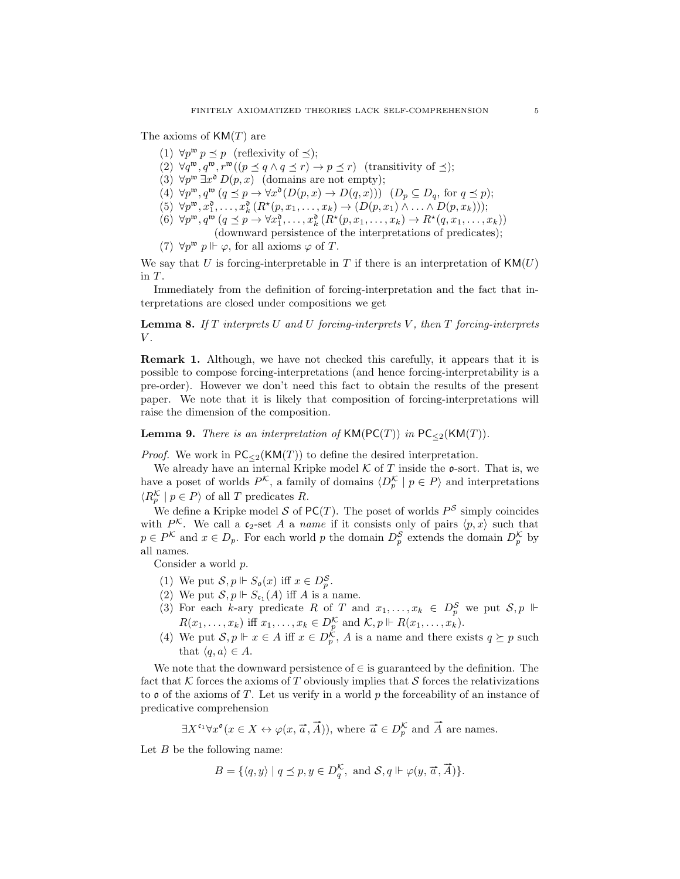The axioms of $\mathsf{KM}(T)$ are

1. $\forall p^{\mathfrak{w}}\, p \preceq p$ (reflexivity of $\preceq$);
2. $\forall q^{\mathfrak{w}}, q^{\mathfrak{w}}, r^{\mathfrak{w}}((p \preceq q \wedge q \preceq r) \to p \preceq r)$ (transitivity of $\preceq$);
3. $\forall p^{\mathfrak{w}}\, \exists x^{\mathfrak{d}}\, D(p,x)$ (domains are not empty);
4. $\forall p^{\mathfrak{w}}, q^{\mathfrak{w}}\, (q \preceq p \to \forall x^{\mathfrak{d}}(D(p,x) \to D(q,x)))$ ($D_p \subseteq D_q$, for $q \preceq p$);
5. $\forall p^{\mathfrak{w}}, x_1^{\mathfrak{d}}, \ldots, x_k^{\mathfrak{d}}\, (R^\star(p, x_1, \ldots, x_k) \to (D(p,x_1) \wedge \ldots \wedge D(p,x_k)))$;
6. $\forall p^{\mathfrak{w}}, q^{\mathfrak{w}}\, (q \preceq p \to \forall x_1^{\mathfrak{d}}, \ldots, x_k^{\mathfrak{d}}\, (R^\star(p, x_1, \ldots, x_k) \to R^\star(q, x_1, \ldots, x_k))$ (downward persistence of the interpretations of predicates);
7. $\forall p^{\mathfrak{w}}\, p \Vdash \varphi$, for all axioms $\varphi$ of $T$.

We say that $U$ is forcing-interpretable in $T$ if there is an interpretation of $\mathsf{KM}(U)$ in $T$.

Immediately from the definition of forcing-interpretation and the fact that interpretations are closed under compositions we get

**Lemma 8.** *If $T$ interprets $U$ and $U$ forcing-interprets $V$, then $T$ forcing-interprets $V$.*

**Remark 1.** Although, we have not checked this carefully, it appears that it is possible to compose forcing-interpretations (and hence forcing-interpretability is a pre-order). However we don't need this fact to obtain the results of the present paper. We note that it is likely that composition of forcing-interpretations will raise the dimension of the composition.

**Lemma 9.** *There is an interpretation of $\mathsf{KM}(\mathsf{PC}(T))$ in $\mathsf{PC}_{\leq 2}(\mathsf{KM}(T))$.*

*Proof.* We work in $\mathsf{PC}_{\leq 2}(\mathsf{KM}(T))$ to define the desired interpretation.

We already have an internal Kripke model $\mathcal{K}$ of $T$ inside the $\mathfrak{o}$-sort. That is, we have a poset of worlds $P^{\mathcal{K}}$, a family of domains $\langle D_p^{\mathcal{K}} \mid p \in P\rangle$ and interpretations $\langle R_p^{\mathcal{K}} \mid p \in P\rangle$ of all $T$ predicates $R$.

We define a Kripke model $\mathcal{S}$ of $\mathsf{PC}(T)$. The poset of worlds $P^{\mathcal{S}}$ simply coincides with $P^{\mathcal{K}}$. We call a $\mathfrak{c}_2$-set $A$ a *name* if it consists only of pairs $\langle p, x\rangle$ such that $p \in P^{\mathcal{K}}$ and $x \in D_p$. For each world $p$ the domain $D_p^{\mathcal{S}}$ extends the domain $D_p^{\mathcal{K}}$ by all names.

Consider a world $p$.

1. We put $\mathcal{S}, p \Vdash S_{\mathfrak{o}}(x)$ iff $x \in D_p^{\mathcal{S}}$.
2. We put $\mathcal{S}, p \Vdash S_{\mathfrak{c}_1}(A)$ iff $A$ is a name.
3. For each $k$-ary predicate $R$ of $T$ and $x_1, \ldots, x_k \in D_p^{\mathcal{S}}$ we put $\mathcal{S}, p \Vdash R(x_1, \ldots, x_k)$ iff $x_1, \ldots, x_k \in D_p^{\mathcal{K}}$ and $\mathcal{K}, p \Vdash R(x_1, \ldots, x_k)$.
4. We put $\mathcal{S}, p \Vdash x \in A$ iff $x \in D_p^{\mathcal{K}}$, $A$ is a name and there exists $q \succeq p$ such that $\langle q, a\rangle \in A$.

We note that the downward persistence of $\in$ is guaranteed by the definition. The fact that $\mathcal{K}$ forces the axioms of $T$ obviously implies that $\mathcal{S}$ forces the relativizations to $\mathfrak{o}$ of the axioms of $T$. Let us verify in a world $p$ the forceability of an instance of predicative comprehension

$$\exists X^{\mathfrak{c}_1} \forall x^{\mathfrak{o}} (x \in X \leftrightarrow \varphi(x, \vec{a}, \vec{A})), \text{ where } \vec{a} \in D_p^{\mathcal{K}} \text{ and } \vec{A} \text{ are names.}$$

Let $B$ be the following name:

$$B = \{\langle q, y\rangle \mid q \preceq p, y \in D_q^{\mathcal{K}}, \text{ and } \mathcal{S}, q \Vdash \varphi(y, \vec{a}, \vec{A})\}.$$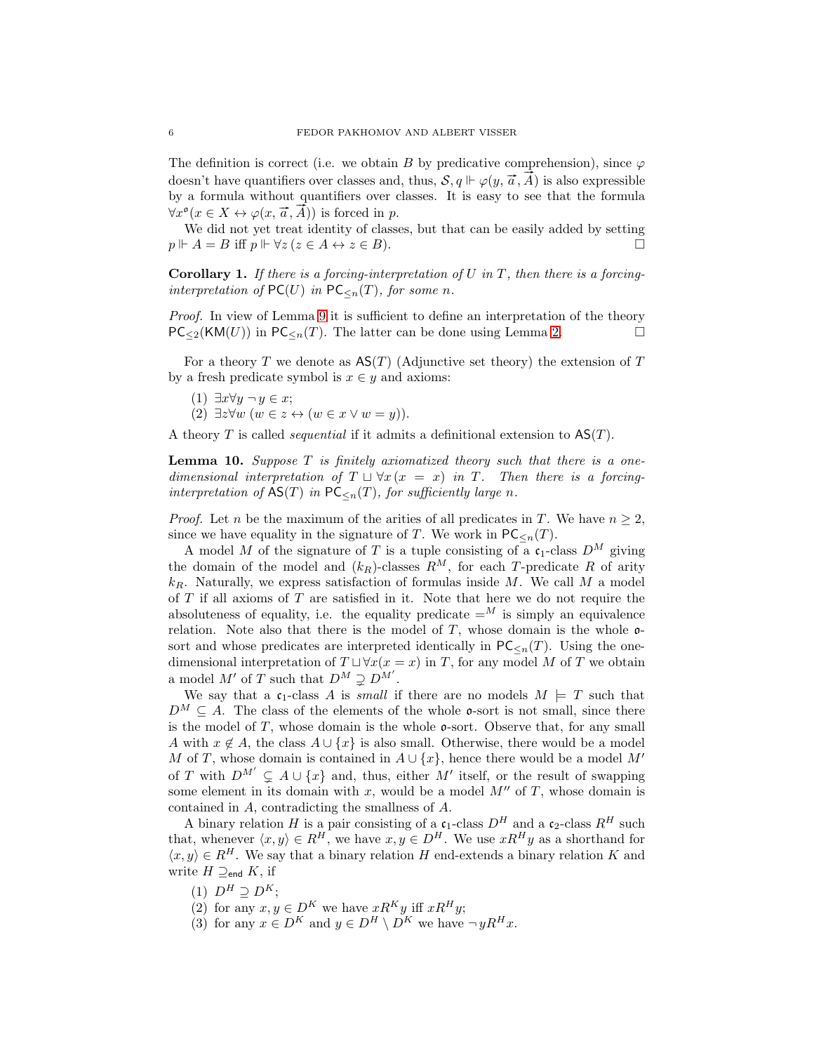The definition is correct (i.e. we obtain $B$ by predicative comprehension), since $\varphi$ doesn't have quantifiers over classes and, thus, $\mathcal{S}, q \Vdash \varphi(y, \vec{a}, \vec{A})$ is also expressible by a formula without quantifiers over classes. It is easy to see that the formula $\forall x^{\mathfrak{o}}(x \in X \leftrightarrow \varphi(x, \vec{a}, \vec{A}))$ is forced in $p$.

We did not yet treat identity of classes, but that can be easily added by setting $p \Vdash A = B$ iff $p \Vdash \forall z\,(z \in A \leftrightarrow z \in B)$. $\square$

**Corollary 1.** *If there is a forcing-interpretation of $U$ in $T$, then there is a forcing-interpretation of $\mathsf{PC}(U)$ in $\mathsf{PC}_{\leq n}(T)$, for some $n$.*

*Proof.* In view of Lemma 9 it is sufficient to define an interpretation of the theory $\mathsf{PC}_{\leq 2}(\mathsf{KM}(U))$ in $\mathsf{PC}_{\leq n}(T)$. The latter can be done using Lemma 2. $\square$

For a theory $T$ we denote as $\mathsf{AS}(T)$ (Adjunctive set theory) the extension of $T$ by a fresh predicate symbol is $x \in y$ and axioms:

1. $\exists x \forall y \,\neg\, y \in x$;
2. $\exists z \forall w\; (w \in z \leftrightarrow (w \in x \vee w = y))$.

A theory $T$ is called *sequential* if it admits a definitional extension to $\mathsf{AS}(T)$.

**Lemma 10.** *Suppose $T$ is finitely axiomatized theory such that there is a one-dimensional interpretation of $T \sqcup \forall x\,(x = x)$ in $T$. Then there is a forcing-interpretation of $\mathsf{AS}(T)$ in $\mathsf{PC}_{\leq n}(T)$, for sufficiently large $n$.*

*Proof.* Let $n$ be the maximum of the arities of all predicates in $T$. We have $n \geq 2$, since we have equality in the signature of $T$. We work in $\mathsf{PC}_{\leq n}(T)$.

A model $M$ of the signature of $T$ is a tuple consisting of a $\mathfrak{c}_1$-class $D^M$ giving the domain of the model and $(k_R)$-classes $R^M$, for each $T$-predicate $R$ of arity $k_R$. Naturally, we express satisfaction of formulas inside $M$. We call $M$ a model of $T$ if all axioms of $T$ are satisfied in it. Note that here we do not require the absoluteness of equality, i.e. the equality predicate $=^M$ is simply an equivalence relation. Note also that there is the model of $T$, whose domain is the whole $\mathfrak{o}$-sort and whose predicates are interpreted identically in $\mathsf{PC}_{\leq n}(T)$. Using the one-dimensional interpretation of $T \sqcup \forall x(x = x)$ in $T$, for any model $M$ of $T$ we obtain a model $M'$ of $T$ such that $D^M \supsetneq D^{M'}$.

We say that a $\mathfrak{c}_1$-class $A$ is *small* if there are no models $M \models T$ such that $D^M \subseteq A$. The class of the elements of the whole $\mathfrak{o}$-sort is not small, since there is the model of $T$, whose domain is the whole $\mathfrak{o}$-sort. Observe that, for any small $A$ with $x \notin A$, the class $A \cup \{x\}$ is also small. Otherwise, there would be a model $M$ of $T$, whose domain is contained in $A \cup \{x\}$, hence there would be a model $M'$ of $T$ with $D^{M'} \subsetneq A \cup \{x\}$ and, thus, either $M'$ itself, or the result of swapping some element in its domain with $x$, would be a model $M''$ of $T$, whose domain is contained in $A$, contradicting the smallness of $A$.

A binary relation $H$ is a pair consisting of a $\mathfrak{c}_1$-class $D^H$ and a $\mathfrak{c}_2$-class $R^H$ such that, whenever $\langle x, y \rangle \in R^H$, we have $x, y \in D^H$. We use $xR^Hy$ as a shorthand for $\langle x, y \rangle \in R^H$. We say that a binary relation $H$ end-extends a binary relation $K$ and write $H \supseteq_{\mathsf{end}} K$, if

1. $D^H \supseteq D^K$;
2. for any $x, y \in D^K$ we have $xR^Ky$ iff $xR^Hy$;
3. for any $x \in D^K$ and $y \in D^H \setminus D^K$ we have $\neg\, yR^Hx$.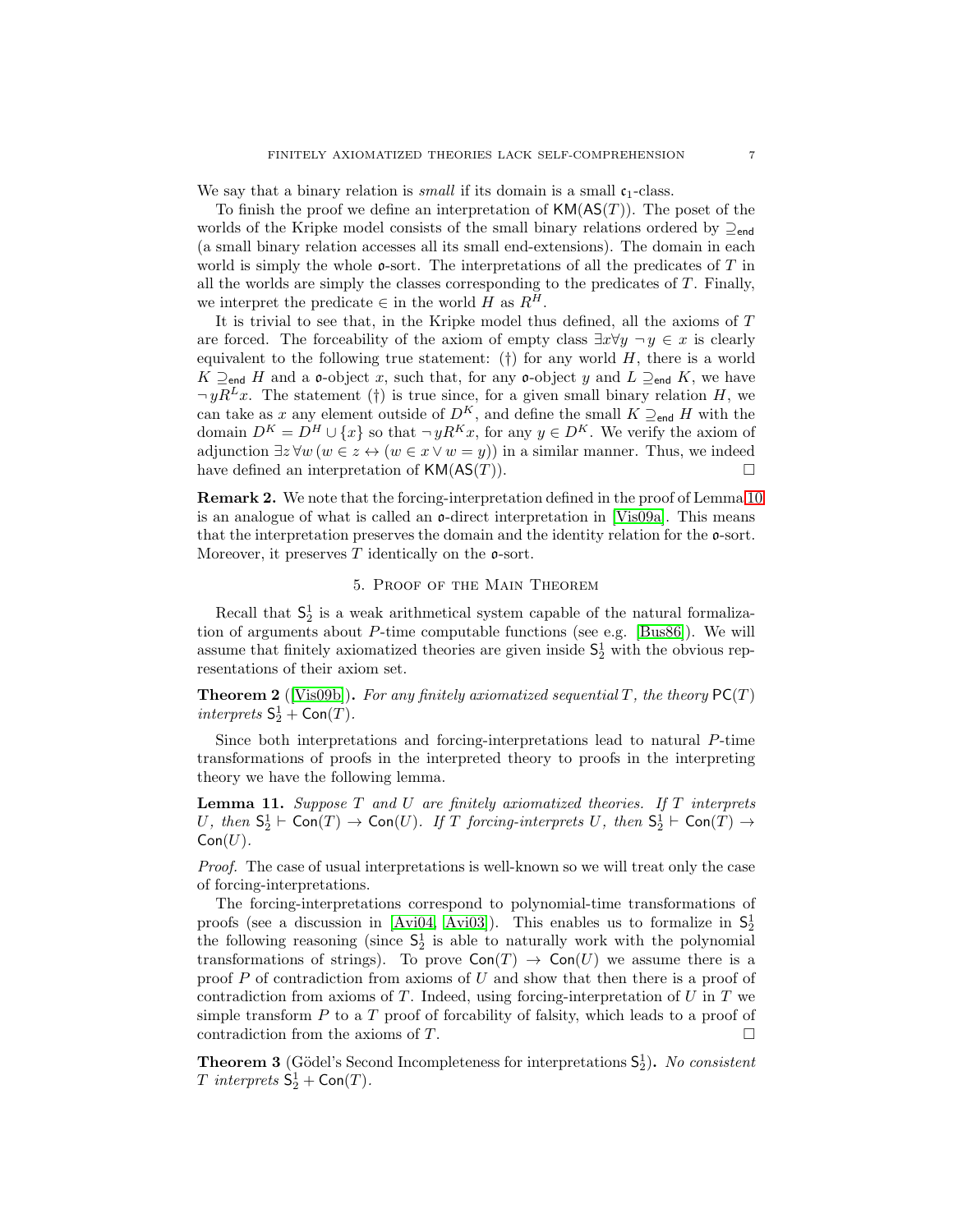We say that a binary relation is *small* if its domain is a small $\mathfrak{c}_1$-class.

To finish the proof we define an interpretation of $\mathsf{KM}(\mathsf{AS}(T))$. The poset of the worlds of the Kripke model consists of the small binary relations ordered by $\supseteq_{\mathsf{end}}$ (a small binary relation accesses all its small end-extensions). The domain in each world is simply the whole $\mathfrak{o}$-sort. The interpretations of all the predicates of $T$ in all the worlds are simply the classes corresponding to the predicates of $T$. Finally, we interpret the predicate $\in$ in the world $H$ as $R^H$.

It is trivial to see that, in the Kripke model thus defined, all the axioms of $T$ are forced. The forceability of the axiom of empty class $\exists x \forall y\, \neg\, y \in x$ is clearly equivalent to the following true statement: (†) for any world $H$, there is a world $K \supseteq_{\mathsf{end}} H$ and a $\mathfrak{o}$-object $x$, such that, for any $\mathfrak{o}$-object $y$ and $L \supseteq_{\mathsf{end}} K$, we have $\neg\, y R^L x$. The statement (†) is true since, for a given small binary relation $H$, we can take as $x$ any element outside of $D^K$, and define the small $K \supseteq_{\mathsf{end}} H$ with the domain $D^K = D^H \cup \{x\}$ so that $\neg\, y R^K x$, for any $y \in D^K$. We verify the axiom of adjunction $\exists z\, \forall w\, (w \in z \leftrightarrow (w \in x \vee w = y))$ in a similar manner. Thus, we indeed have defined an interpretation of $\mathsf{KM}(\mathsf{AS}(T))$. □

**Remark 2.** We note that the forcing-interpretation defined in the proof of Lemma 10 is an analogue of what is called an $\mathfrak{o}$-direct interpretation in [Vis09a]. This means that the interpretation preserves the domain and the identity relation for the $\mathfrak{o}$-sort. Moreover, it preserves $T$ identically on the $\mathfrak{o}$-sort.

## 5. Proof of the Main Theorem

Recall that $\mathsf{S}^1_2$ is a weak arithmetical system capable of the natural formalization of arguments about $P$-time computable functions (see e.g. [Bus86]). We will assume that finitely axiomatized theories are given inside $\mathsf{S}^1_2$ with the obvious representations of their axiom set.

**Theorem 2** ([Vis09b])**.** *For any finitely axiomatized sequential $T$, the theory $\mathsf{PC}(T)$ interprets $\mathsf{S}^1_2 + \mathsf{Con}(T)$.*

Since both interpretations and forcing-interpretations lead to natural $P$-time transformations of proofs in the interpreted theory to proofs in the interpreting theory we have the following lemma.

**Lemma 11.** *Suppose $T$ and $U$ are finitely axiomatized theories. If $T$ interprets $U$, then $\mathsf{S}^1_2 \vdash \mathsf{Con}(T) \rightarrow \mathsf{Con}(U)$. If $T$ forcing-interprets $U$, then $\mathsf{S}^1_2 \vdash \mathsf{Con}(T) \rightarrow \mathsf{Con}(U)$.*

*Proof.* The case of usual interpretations is well-known so we will treat only the case of forcing-interpretations.

The forcing-interpretations correspond to polynomial-time transformations of proofs (see a discussion in [Avi04, Avi03]). This enables us to formalize in $\mathsf{S}^1_2$ the following reasoning (since $\mathsf{S}^1_2$ is able to naturally work with the polynomial transformations of strings). To prove $\mathsf{Con}(T) \rightarrow \mathsf{Con}(U)$ we assume there is a proof $P$ of contradiction from axioms of $U$ and show that then there is a proof of contradiction from axioms of $T$. Indeed, using forcing-interpretation of $U$ in $T$ we simple transform $P$ to a $T$ proof of forcability of falsity, which leads to a proof of contradiction from the axioms of $T$. □

**Theorem 3** (Gödel's Second Incompleteness for interpretations $\mathsf{S}^1_2$)**.** *No consistent $T$ interprets $\mathsf{S}^1_2 + \mathsf{Con}(T)$.*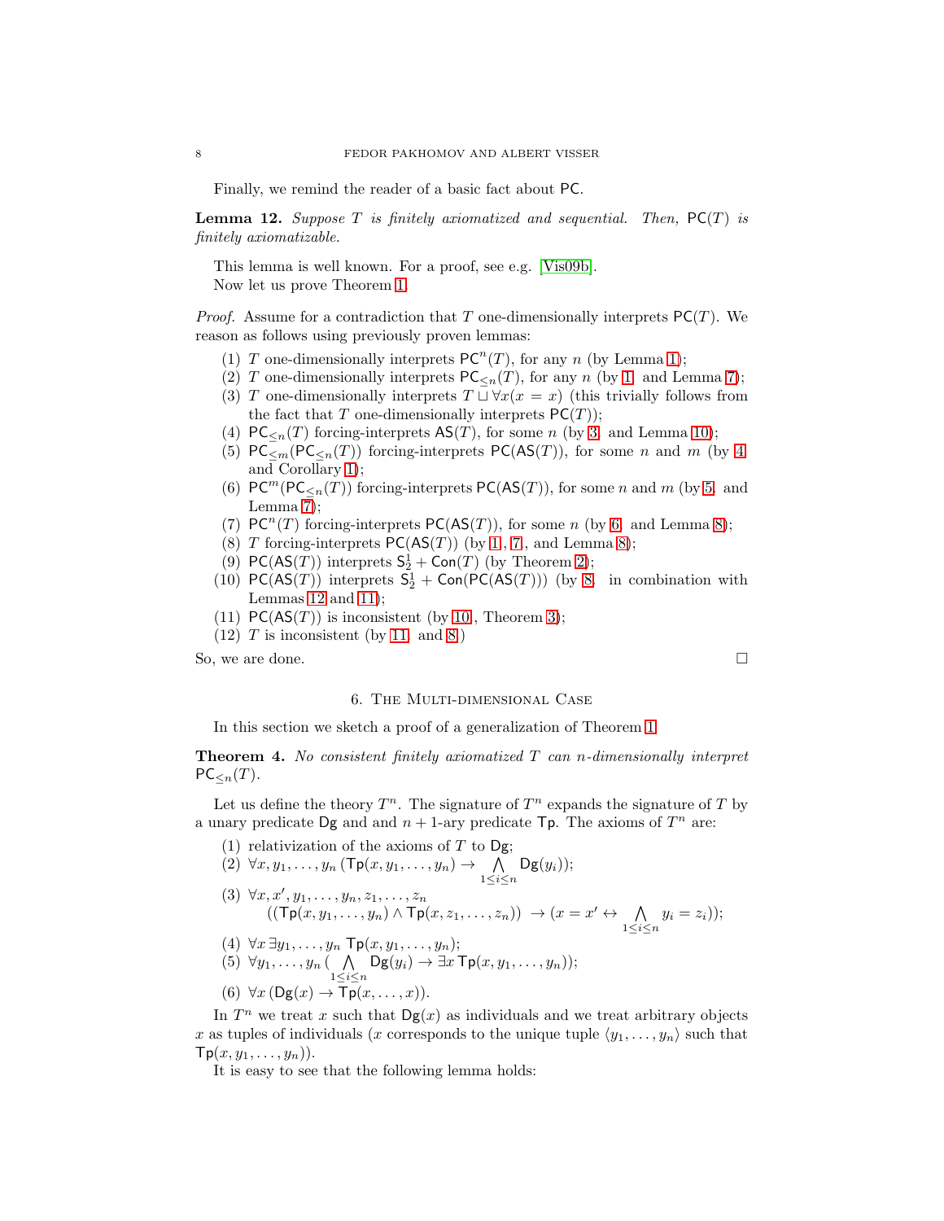Finally, we remind the reader of a basic fact about $\mathsf{PC}$.

**Lemma 12.** *Suppose $T$ is finitely axiomatized and sequential. Then, $\mathsf{PC}(T)$ is finitely axiomatizable.*

This lemma is well known. For a proof, see e.g. [Vis09b].

Now let us prove Theorem 1.

*Proof.* Assume for a contradiction that $T$ one-dimensionally interprets $\mathsf{PC}(T)$. We reason as follows using previously proven lemmas:

(1) $T$ one-dimensionally interprets $\mathsf{PC}^n(T)$, for any $n$ (by Lemma 1);
(2) $T$ one-dimensionally interprets $\mathsf{PC}_{\leq n}(T)$, for any $n$ (by 1. and Lemma 7);
(3) $T$ one-dimensionally interprets $T \sqcup \forall x(x = x)$ (this trivially follows from the fact that $T$ one-dimensionally interprets $\mathsf{PC}(T)$);
(4) $\mathsf{PC}_{\leq n}(T)$ forcing-interprets $\mathsf{AS}(T)$, for some $n$ (by 3. and Lemma 10);
(5) $\mathsf{PC}_{\leq m}(\mathsf{PC}_{\leq n}(T))$ forcing-interprets $\mathsf{PC}(\mathsf{AS}(T))$, for some $n$ and $m$ (by 4. and Corollary 1);
(6) $\mathsf{PC}^m(\mathsf{PC}_{\leq n}(T))$ forcing-interprets $\mathsf{PC}(\mathsf{AS}(T))$, for some $n$ and $m$ (by 5. and Lemma 7);
(7) $\mathsf{PC}^n(T)$ forcing-interprets $\mathsf{PC}(\mathsf{AS}(T))$, for some $n$ (by 6. and Lemma 8);
(8) $T$ forcing-interprets $\mathsf{PC}(\mathsf{AS}(T))$ (by 1., 7., and Lemma 8);
(9) $\mathsf{PC}(\mathsf{AS}(T))$ interprets $\mathsf{S}^1_2 + \mathsf{Con}(T)$ (by Theorem 2);
(10) $\mathsf{PC}(\mathsf{AS}(T))$ interprets $\mathsf{S}^1_2 + \mathsf{Con}(\mathsf{PC}(\mathsf{AS}(T)))$ (by 8. in combination with Lemmas 12 and 11);
(11) $\mathsf{PC}(\mathsf{AS}(T))$ is inconsistent (by 10., Theorem 3);
(12) $T$ is inconsistent (by 11. and 8.)

So, we are done. □

## 6. The Multi-dimensional Case

In this section we sketch a proof of a generalization of Theorem 1.

**Theorem 4.** *No consistent finitely axiomatized $T$ can $n$-dimensionally interpret $\mathsf{PC}_{\leq n}(T)$.*

Let us define the theory $T^n$. The signature of $T^n$ expands the signature of $T$ by a unary predicate $\mathsf{Dg}$ and and $n+1$-ary predicate $\mathsf{Tp}$. The axioms of $T^n$ are:

(1) relativization of the axioms of $T$ to $\mathsf{Dg}$;
(2) $\forall x, y_1, \ldots, y_n\,(\mathsf{Tp}(x, y_1, \ldots, y_n) \to \bigwedge\limits_{1 \leq i \leq n} \mathsf{Dg}(y_i))$;
(3) $\forall x, x', y_1, \ldots, y_n, z_1, \ldots, z_n$
$((\mathsf{Tp}(x, y_1, \ldots, y_n) \wedge \mathsf{Tp}(x, z_1, \ldots, z_n)) \to (x = x' \leftrightarrow \bigwedge\limits_{1 \leq i \leq n} y_i = z_i))$;
(4) $\forall x\, \exists y_1, \ldots, y_n\ \mathsf{Tp}(x, y_1, \ldots, y_n)$;
(5) $\forall y_1, \ldots, y_n\,(\bigwedge\limits_{1 \leq i \leq n} \mathsf{Dg}(y_i) \to \exists x\, \mathsf{Tp}(x, y_1, \ldots, y_n))$;
(6) $\forall x\,(\mathsf{Dg}(x) \to \mathsf{Tp}(x, \ldots, x))$.

In $T^n$ we treat $x$ such that $\mathsf{Dg}(x)$ as individuals and we treat arbitrary objects $x$ as tuples of individuals ($x$ corresponds to the unique tuple $\langle y_1, \ldots, y_n \rangle$ such that $\mathsf{Tp}(x, y_1, \ldots, y_n)$).

It is easy to see that the following lemma holds: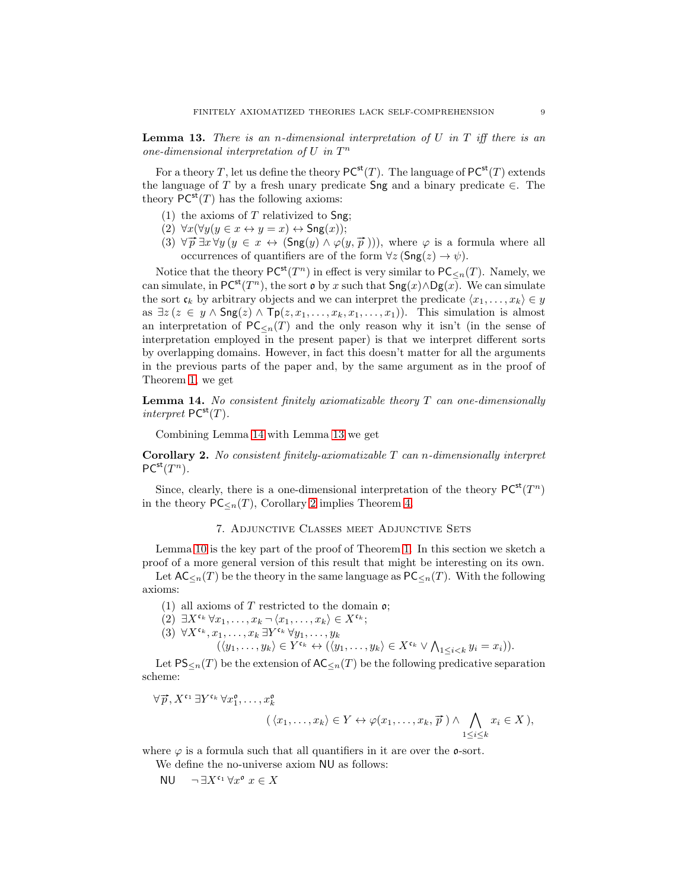**Lemma 13.** *There is an $n$-dimensional interpretation of $U$ in $T$ iff there is an one-dimensional interpretation of $U$ in $T^n$*

For a theory $T$, let us define the theory $\mathsf{PC}^{\mathsf{st}}(T)$. The language of $\mathsf{PC}^{\mathsf{st}}(T)$ extends the language of $T$ by a fresh unary predicate $\mathsf{Sng}$ and a binary predicate $\in$. The theory $\mathsf{PC}^{\mathsf{st}}(T)$ has the following axioms:

1. the axioms of $T$ relativized to $\mathsf{Sng}$;
2. $\forall x(\forall y(y \in x \leftrightarrow y = x) \leftrightarrow \mathsf{Sng}(x))$;
3. $\forall \vec{p}\, \exists x\, \forall y\, (y \in x \leftrightarrow (\mathsf{Sng}(y) \wedge \varphi(y, \vec{p}\,)))$, where $\varphi$ is a formula where all occurrences of quantifiers are of the form $\forall z\, (\mathsf{Sng}(z) \to \psi)$.

Notice that the theory $\mathsf{PC}^{\mathsf{st}}(T^n)$ in effect is very similar to $\mathsf{PC}_{\leq n}(T)$. Namely, we can simulate, in $\mathsf{PC}^{\mathsf{st}}(T^n)$, the sort $\mathfrak{o}$ by $x$ such that $\mathsf{Sng}(x) \wedge \mathsf{Dg}(x)$. We can simulate the sort $\mathfrak{c}_k$ by arbitrary objects and we can interpret the predicate $\langle x_1, \ldots, x_k\rangle \in y$ as $\exists z\, (z \in y \wedge \mathsf{Sng}(z) \wedge \mathsf{Tp}(z, x_1, \ldots, x_k, x_1, \ldots, x_1))$. This simulation is almost an interpretation of $\mathsf{PC}_{\leq n}(T)$ and the only reason why it isn't (in the sense of interpretation employed in the present paper) is that we interpret different sorts by overlapping domains. However, in fact this doesn't matter for all the arguments in the previous parts of the paper and, by the same argument as in the proof of Theorem 1, we get

**Lemma 14.** *No consistent finitely axiomatizable theory $T$ can one-dimensionally interpret $\mathsf{PC}^{\mathsf{st}}(T)$.*

Combining Lemma 14 with Lemma 13 we get

**Corollary 2.** *No consistent finitely-axiomatizable $T$ can $n$-dimensionally interpret $\mathsf{PC}^{\mathsf{st}}(T^n)$.*

Since, clearly, there is a one-dimensional interpretation of the theory $\mathsf{PC}^{\mathsf{st}}(T^n)$ in the theory $\mathsf{PC}_{\leq n}(T)$, Corollary 2 implies Theorem 4.

## 7. Adjunctive Classes meet Adjunctive Sets

Lemma 10 is the key part of the proof of Theorem 1. In this section we sketch a proof of a more general version of this result that might be interesting on its own.

Let $\mathsf{AC}_{\leq n}(T)$ be the theory in the same language as $\mathsf{PC}_{\leq n}(T)$. With the following axioms:

1. all axioms of $T$ restricted to the domain $\mathfrak{o}$;
2. $\exists X^{\mathfrak{c}_k}\, \forall x_1, \ldots, x_k\, \neg \langle x_1, \ldots, x_k\rangle \in X^{\mathfrak{c}_k}$;
3. $\forall X^{\mathfrak{c}_k}, x_1, \ldots, x_k\, \exists Y^{\mathfrak{c}_k}\, \forall y_1, \ldots, y_k$
   $(\langle y_1, \ldots, y_k\rangle \in Y^{\mathfrak{c}_k} \leftrightarrow (\langle y_1, \ldots, y_k\rangle \in X^{\mathfrak{c}_k} \vee \bigwedge_{1\leq i<k} y_i = x_i))$.

Let $\mathsf{PS}_{\leq n}(T)$ be the extension of $\mathsf{AC}_{\leq n}(T)$ be the following predicative separation scheme:

$$\forall \vec{p}, X^{\mathfrak{c}_1}\, \exists Y^{\mathfrak{c}_k}\, \forall x_1^{\mathfrak{o}}, \ldots, x_k^{\mathfrak{o}} \qquad\qquad (\,\langle x_1, \ldots, x_k\rangle \in Y \leftrightarrow \varphi(x_1, \ldots, x_k, \vec{p}\,) \wedge \bigwedge_{1\leq i\leq k} x_i \in X\,),$$

where $\varphi$ is a formula such that all quantifiers in it are over the $\mathfrak{o}$-sort.

We define the no-universe axiom $\mathsf{NU}$ as follows:

$\mathsf{NU}\quad \neg \exists X^{\mathfrak{c}_1}\, \forall x^{\mathfrak{o}}\; x \in X$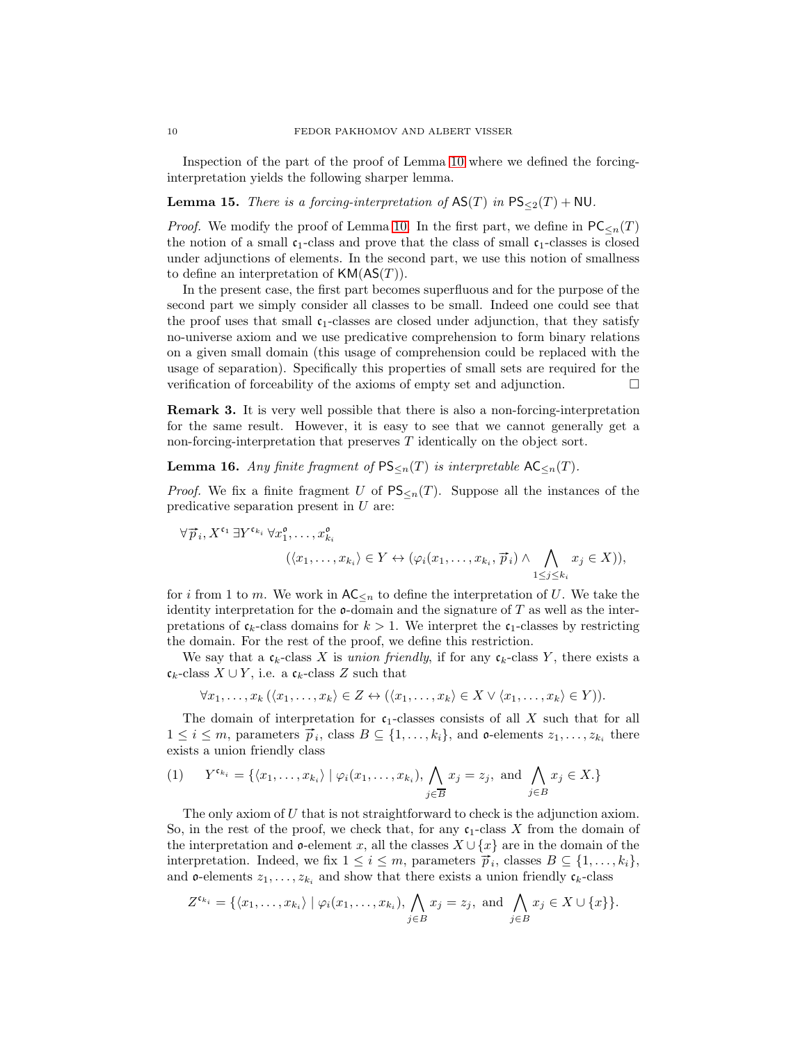Inspection of the part of the proof of Lemma 10 where we defined the forcing-interpretation yields the following sharper lemma.

**Lemma 15.** *There is a forcing-interpretation of* $\mathsf{AS}(T)$ *in* $\mathsf{PS}_{\leq 2}(T) + \mathsf{NU}$.

*Proof.* We modify the proof of Lemma 10. In the first part, we define in $\mathsf{PC}_{\leq n}(T)$ the notion of a small $\mathfrak{c}_1$-class and prove that the class of small $\mathfrak{c}_1$-classes is closed under adjunctions of elements. In the second part, we use this notion of smallness to define an interpretation of $\mathsf{KM}(\mathsf{AS}(T))$.

In the present case, the first part becomes superfluous and for the purpose of the second part we simply consider all classes to be small. Indeed one could see that the proof uses that small $\mathfrak{c}_1$-classes are closed under adjunction, that they satisfy no-universe axiom and we use predicative comprehension to form binary relations on a given small domain (this usage of comprehension could be replaced with the usage of separation). Specifically this properties of small sets are required for the verification of forceability of the axioms of empty set and adjunction. □

**Remark 3.** It is very well possible that there is also a non-forcing-interpretation for the same result. However, it is easy to see that we cannot generally get a non-forcing-interpretation that preserves $T$ identically on the object sort.

**Lemma 16.** *Any finite fragment of* $\mathsf{PS}_{\leq n}(T)$ *is interpretable* $\mathsf{AC}_{\leq n}(T)$.

*Proof.* We fix a finite fragment $U$ of $\mathsf{PS}_{\leq n}(T)$. Suppose all the instances of the predicative separation present in $U$ are:

$$\forall \vec{p}_i, X^{\mathfrak{c}_1}\, \exists Y^{\mathfrak{c}_{k_i}}\, \forall x_1^{\mathfrak{o}}, \ldots, x_{k_i}^{\mathfrak{o}} \\ (\langle x_1, \ldots, x_{k_i} \rangle \in Y \leftrightarrow (\varphi_i(x_1, \ldots, x_{k_i}, \vec{p}_i) \wedge \bigwedge_{1 \leq j \leq k_i} x_j \in X)),$$

for $i$ from 1 to $m$. We work in $\mathsf{AC}_{\leq n}$ to define the interpretation of $U$. We take the identity interpretation for the $\mathfrak{o}$-domain and the signature of $T$ as well as the interpretations of $\mathfrak{c}_k$-class domains for $k > 1$. We interpret the $\mathfrak{c}_1$-classes by restricting the domain. For the rest of the proof, we define this restriction.

We say that a $\mathfrak{c}_k$-class $X$ is *union friendly*, if for any $\mathfrak{c}_k$-class $Y$, there exists a $\mathfrak{c}_k$-class $X \cup Y$, i.e. a $\mathfrak{c}_k$-class $Z$ such that

$$\forall x_1, \ldots, x_k\, (\langle x_1, \ldots, x_k \rangle \in Z \leftrightarrow (\langle x_1, \ldots, x_k \rangle \in X \vee \langle x_1, \ldots, x_k \rangle \in Y)).$$

The domain of interpretation for $\mathfrak{c}_1$-classes consists of all $X$ such that for all $1 \leq i \leq m$, parameters $\vec{p}_i$, class $B \subseteq \{1, \ldots, k_i\}$, and $\mathfrak{o}$-elements $z_1, \ldots, z_{k_i}$ there exists a union friendly class

$$(1) \qquad Y^{\mathfrak{c}_{k_i}} = \{\langle x_1, \ldots, x_{k_i} \rangle \mid \varphi_i(x_1, \ldots, x_{k_i}), \bigwedge_{j \in \overline{B}} x_j = z_j, \text{ and } \bigwedge_{j \in B} x_j \in X.\}$$

The only axiom of $U$ that is not straightforward to check is the adjunction axiom. So, in the rest of the proof, we check that, for any $\mathfrak{c}_1$-class $X$ from the domain of the interpretation and $\mathfrak{o}$-element $x$, all the classes $X \cup \{x\}$ are in the domain of the interpretation. Indeed, we fix $1 \leq i \leq m$, parameters $\vec{p}_i$, classes $B \subseteq \{1, \ldots, k_i\}$, and $\mathfrak{o}$-elements $z_1, \ldots, z_{k_i}$ and show that there exists a union friendly $\mathfrak{c}_k$-class

$$Z^{\mathfrak{c}_{k_i}} = \{\langle x_1, \ldots, x_{k_i} \rangle \mid \varphi_i(x_1, \ldots, x_{k_i}), \bigwedge_{j \in B} x_j = z_j, \text{ and } \bigwedge_{j \in B} x_j \in X \cup \{x\}\}.$$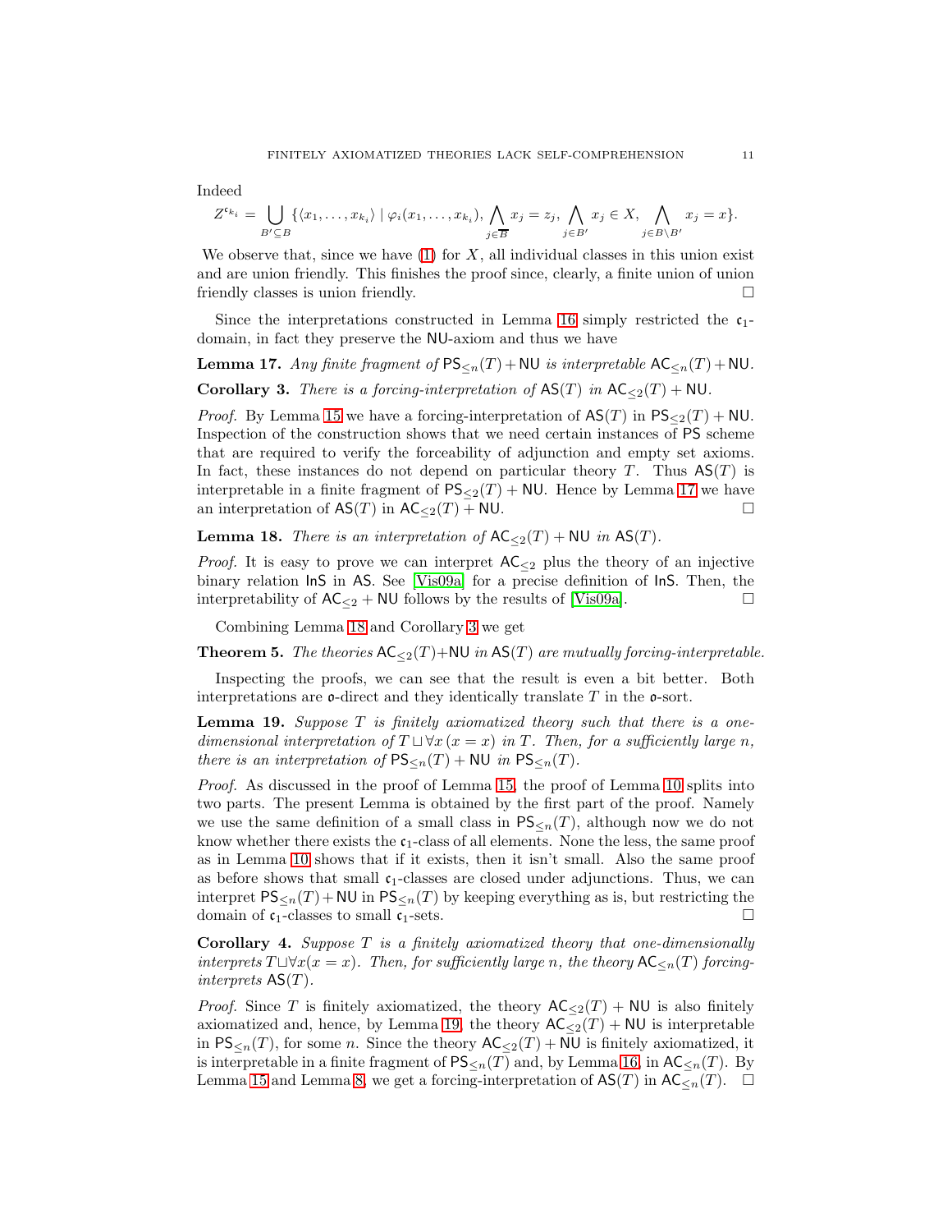Indeed

$$Z^{\mathfrak{c}_{k_i}} = \bigcup_{B' \subseteq B} \{\langle x_1, \ldots, x_{k_i}\rangle \mid \varphi_i(x_1, \ldots, x_{k_i}), \bigwedge_{j \in \overline{B}} x_j = z_j, \bigwedge_{j \in B'} x_j \in X, \bigwedge_{j \in B \setminus B'} x_j = x\}.$$

We observe that, since we have (1) for $X$, all individual classes in this union exist and are union friendly. This finishes the proof since, clearly, a finite union of union friendly classes is union friendly. □

Since the interpretations constructed in Lemma 16 simply restricted the $\mathfrak{c}_1$-domain, in fact they preserve the $\mathsf{NU}$-axiom and thus we have

**Lemma 17.** *Any finite fragment of $\mathsf{PS}_{\leq n}(T) + \mathsf{NU}$ is interpretable $\mathsf{AC}_{\leq n}(T) + \mathsf{NU}$.*

**Corollary 3.** *There is a forcing-interpretation of $\mathsf{AS}(T)$ in $\mathsf{AC}_{\leq 2}(T) + \mathsf{NU}$.*

*Proof.* By Lemma 15 we have a forcing-interpretation of $\mathsf{AS}(T)$ in $\mathsf{PS}_{\leq 2}(T) + \mathsf{NU}$. Inspection of the construction shows that we need certain instances of $\mathsf{PS}$ scheme that are required to verify the forceability of adjunction and empty set axioms. In fact, these instances do not depend on particular theory $T$. Thus $\mathsf{AS}(T)$ is interpretable in a finite fragment of $\mathsf{PS}_{\leq 2}(T) + \mathsf{NU}$. Hence by Lemma 17 we have an interpretation of $\mathsf{AS}(T)$ in $\mathsf{AC}_{\leq 2}(T) + \mathsf{NU}$. □

**Lemma 18.** *There is an interpretation of $\mathsf{AC}_{\leq 2}(T) + \mathsf{NU}$ in $\mathsf{AS}(T)$.*

*Proof.* It is easy to prove we can interpret $\mathsf{AC}_{\leq 2}$ plus the theory of an injective binary relation $\mathsf{InS}$ in $\mathsf{AS}$. See [Vis09a] for a precise definition of $\mathsf{InS}$. Then, the interpretability of $\mathsf{AC}_{\leq 2} + \mathsf{NU}$ follows by the results of [Vis09a]. □

Combining Lemma 18 and Corollary 3 we get

**Theorem 5.** *The theories $\mathsf{AC}_{\leq 2}(T) + \mathsf{NU}$ in $\mathsf{AS}(T)$ are mutually forcing-interpretable.*

Inspecting the proofs, we can see that the result is even a bit better. Both interpretations are $\mathfrak{o}$-direct and they identically translate $T$ in the $\mathfrak{o}$-sort.

**Lemma 19.** *Suppose $T$ is finitely axiomatized theory such that there is a one-dimensional interpretation of $T \sqcup \forall x\,(x = x)$ in $T$. Then, for a sufficiently large $n$, there is an interpretation of $\mathsf{PS}_{\leq n}(T) + \mathsf{NU}$ in $\mathsf{PS}_{\leq n}(T)$.*

*Proof.* As discussed in the proof of Lemma 15, the proof of Lemma 10 splits into two parts. The present Lemma is obtained by the first part of the proof. Namely we use the same definition of a small class in $\mathsf{PS}_{\leq n}(T)$, although now we do not know whether there exists the $\mathfrak{c}_1$-class of all elements. None the less, the same proof as in Lemma 10 shows that if it exists, then it isn't small. Also the same proof as before shows that small $\mathfrak{c}_1$-classes are closed under adjunctions. Thus, we can interpret $\mathsf{PS}_{\leq n}(T) + \mathsf{NU}$ in $\mathsf{PS}_{\leq n}(T)$ by keeping everything as is, but restricting the domain of $\mathfrak{c}_1$-classes to small $\mathfrak{c}_1$-sets. □

**Corollary 4.** *Suppose $T$ is a finitely axiomatized theory that one-dimensionally interprets $T \sqcup \forall x (x = x)$. Then, for sufficiently large $n$, the theory $\mathsf{AC}_{\leq n}(T)$ forcing-interprets $\mathsf{AS}(T)$.*

*Proof.* Since $T$ is finitely axiomatized, the theory $\mathsf{AC}_{\leq 2}(T) + \mathsf{NU}$ is also finitely axiomatized and, hence, by Lemma 19, the theory $\mathsf{AC}_{\leq 2}(T) + \mathsf{NU}$ is interpretable in $\mathsf{PS}_{\leq n}(T)$, for some $n$. Since the theory $\mathsf{AC}_{\leq 2}(T) + \mathsf{NU}$ is finitely axiomatized, it is interpretable in a finite fragment of $\mathsf{PS}_{\leq n}(T)$ and, by Lemma 16, in $\mathsf{AC}_{\leq n}(T)$. By Lemma 15 and Lemma 8, we get a forcing-interpretation of $\mathsf{AS}(T)$ in $\mathsf{AC}_{\leq n}(T)$. □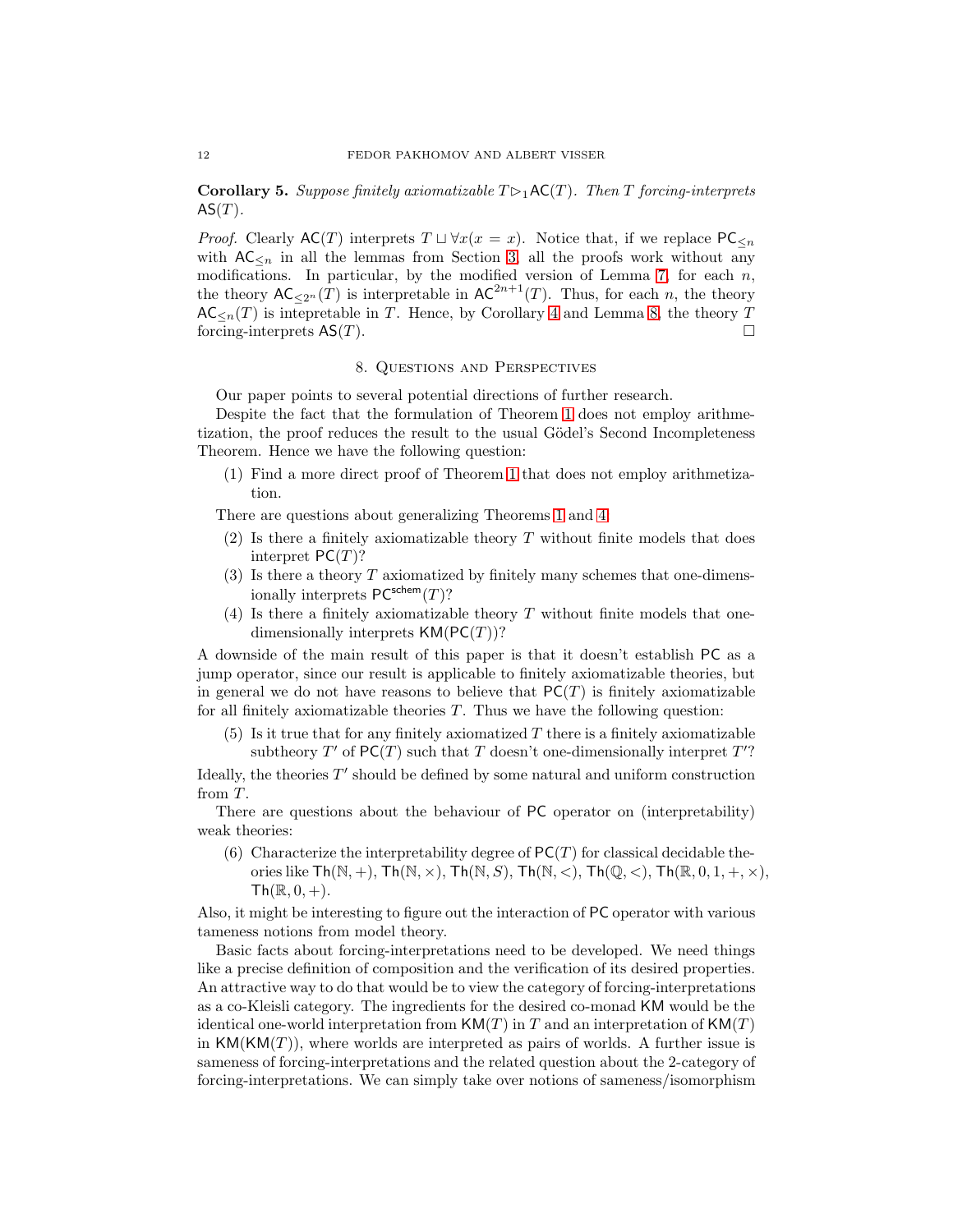**Corollary 5.** *Suppose finitely axiomatizable $T \rhd_1 \mathsf{AC}(T)$. Then $T$ forcing-interprets $\mathsf{AS}(T)$.*

*Proof.* Clearly $\mathsf{AC}(T)$ interprets $T \sqcup \forall x(x = x)$. Notice that, if we replace $\mathsf{PC}_{\leq n}$ with $\mathsf{AC}_{\leq n}$ in all the lemmas from Section 3, all the proofs work without any modifications. In particular, by the modified version of Lemma 7, for each $n$, the theory $\mathsf{AC}_{\leq 2^n}(T)$ is interpretable in $\mathsf{AC}^{2n+1}(T)$. Thus, for each $n$, the theory $\mathsf{AC}_{\leq n}(T)$ is intepretable in $T$. Hence, by Corollary 4 and Lemma 8, the theory $T$ forcing-interprets $\mathsf{AS}(T)$. □

## 8. Questions and Perspectives

Our paper points to several potential directions of further research.

Despite the fact that the formulation of Theorem 1 does not employ arithmetization, the proof reduces the result to the usual Gödel's Second Incompleteness Theorem. Hence we have the following question:

(1) Find a more direct proof of Theorem 1 that does not employ arithmetization.

There are questions about generalizing Theorems 1 and 4:

(2) Is there a finitely axiomatizable theory $T$ without finite models that does interpret $\mathsf{PC}(T)$?
(3) Is there a theory $T$ axiomatized by finitely many schemes that one-dimensionally interprets $\mathsf{PC}^{\mathsf{schem}}(T)$?
(4) Is there a finitely axiomatizable theory $T$ without finite models that one-dimensionally interprets $\mathsf{KM}(\mathsf{PC}(T))$?

A downside of the main result of this paper is that it doesn't establish $\mathsf{PC}$ as a jump operator, since our result is applicable to finitely axiomatizable theories, but in general we do not have reasons to believe that $\mathsf{PC}(T)$ is finitely axiomatizable for all finitely axiomatizable theories $T$. Thus we have the following question:

(5) Is it true that for any finitely axiomatized $T$ there is a finitely axiomatizable subtheory $T'$ of $\mathsf{PC}(T)$ such that $T$ doesn't one-dimensionally interpret $T'$?

Ideally, the theories $T'$ should be defined by some natural and uniform construction from $T$.

There are questions about the behaviour of $\mathsf{PC}$ operator on (interpretability) weak theories:

(6) Characterize the interpretability degree of $\mathsf{PC}(T)$ for classical decidable theories like $\mathsf{Th}(\mathbb{N}, +)$, $\mathsf{Th}(\mathbb{N}, \times)$, $\mathsf{Th}(\mathbb{N}, S)$, $\mathsf{Th}(\mathbb{N}, <)$, $\mathsf{Th}(\mathbb{Q}, <)$, $\mathsf{Th}(\mathbb{R}, 0, 1, +, \times)$, $\mathsf{Th}(\mathbb{R}, 0, +)$.

Also, it might be interesting to figure out the interaction of $\mathsf{PC}$ operator with various tameness notions from model theory.

Basic facts about forcing-interpretations need to be developed. We need things like a precise definition of composition and the verification of its desired properties. An attractive way to do that would be to view the category of forcing-interpretations as a co-Kleisli category. The ingredients for the desired co-monad $\mathsf{KM}$ would be the identical one-world interpretation from $\mathsf{KM}(T)$ in $T$ and an interpretation of $\mathsf{KM}(T)$ in $\mathsf{KM}(\mathsf{KM}(T))$, where worlds are interpreted as pairs of worlds. A further issue is sameness of forcing-interpretations and the related question about the 2-category of forcing-interpretations. We can simply take over notions of sameness/isomorphism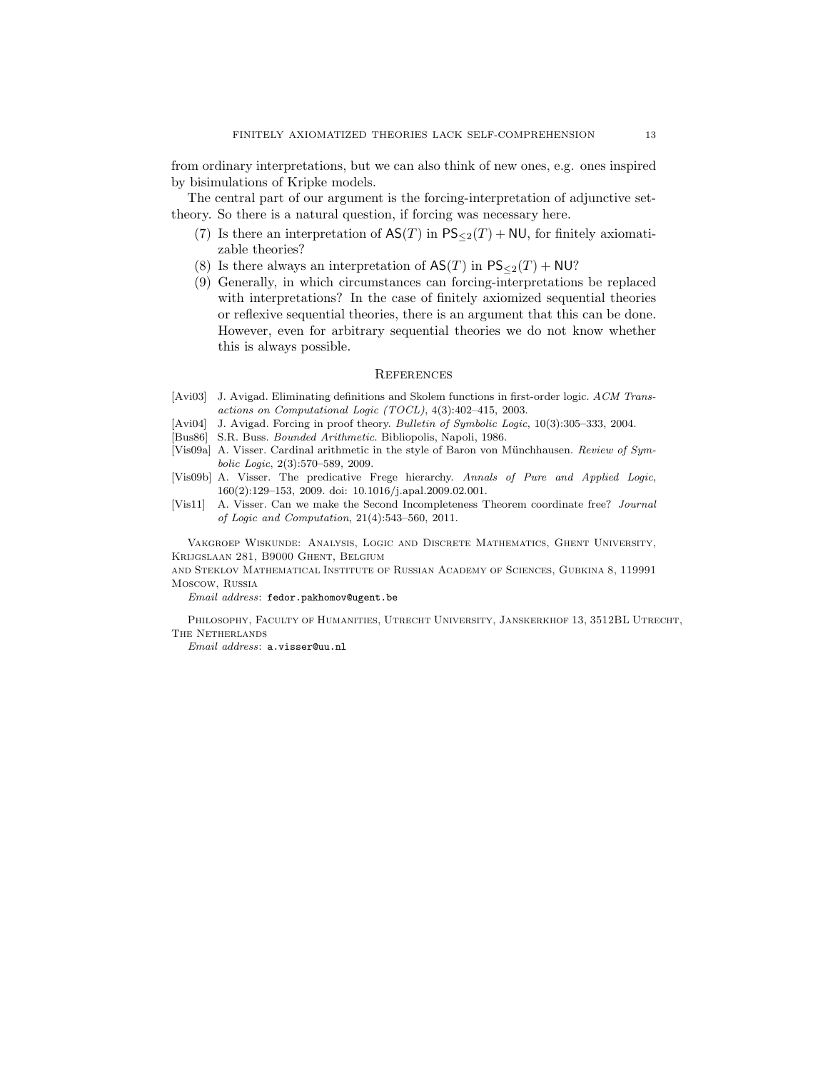from ordinary interpretations, but we can also think of new ones, e.g. ones inspired by bisimulations of Kripke models.

The central part of our argument is the forcing-interpretation of adjunctive set-theory. So there is a natural question, if forcing was necessary here.

(7) Is there an interpretation of $\mathsf{AS}(T)$ in $\mathsf{PS}_{\leq 2}(T) + \mathsf{NU}$, for finitely axiomatizable theories?

(8) Is there always an interpretation of $\mathsf{AS}(T)$ in $\mathsf{PS}_{\leq 2}(T) + \mathsf{NU}$?

(9) Generally, in which circumstances can forcing-interpretations be replaced with interpretations? In the case of finitely axiomized sequential theories or reflexive sequential theories, there is an argument that this can be done. However, even for arbitrary sequential theories we do not know whether this is always possible.

## References

[Avi03] J. Avigad. Eliminating definitions and Skolem functions in first-order logic. *ACM Transactions on Computational Logic (TOCL)*, 4(3):402–415, 2003.

[Avi04] J. Avigad. Forcing in proof theory. *Bulletin of Symbolic Logic*, 10(3):305–333, 2004.

[Bus86] S.R. Buss. *Bounded Arithmetic*. Bibliopolis, Napoli, 1986.

[Vis09a] A. Visser. Cardinal arithmetic in the style of Baron von Münchhausen. *Review of Symbolic Logic*, 2(3):570–589, 2009.

[Vis09b] A. Visser. The predicative Frege hierarchy. *Annals of Pure and Applied Logic*, 160(2):129–153, 2009. doi: 10.1016/j.apal.2009.02.001.

[Vis11] A. Visser. Can we make the Second Incompleteness Theorem coordinate free? *Journal of Logic and Computation*, 21(4):543–560, 2011.

Vakgroep Wiskunde: Analysis, Logic and Discrete Mathematics, Ghent University, Krijgslaan 281, B9000 Ghent, Belgium
and Steklov Mathematical Institute of Russian Academy of Sciences, Gubkina 8, 119991 Moscow, Russia

*Email address*: fedor.pakhomov@ugent.be

Philosophy, Faculty of Humanities, Utrecht University, Janskerkhof 13, 3512BL Utrecht, The Netherlands

*Email address*: a.visser@uu.nl